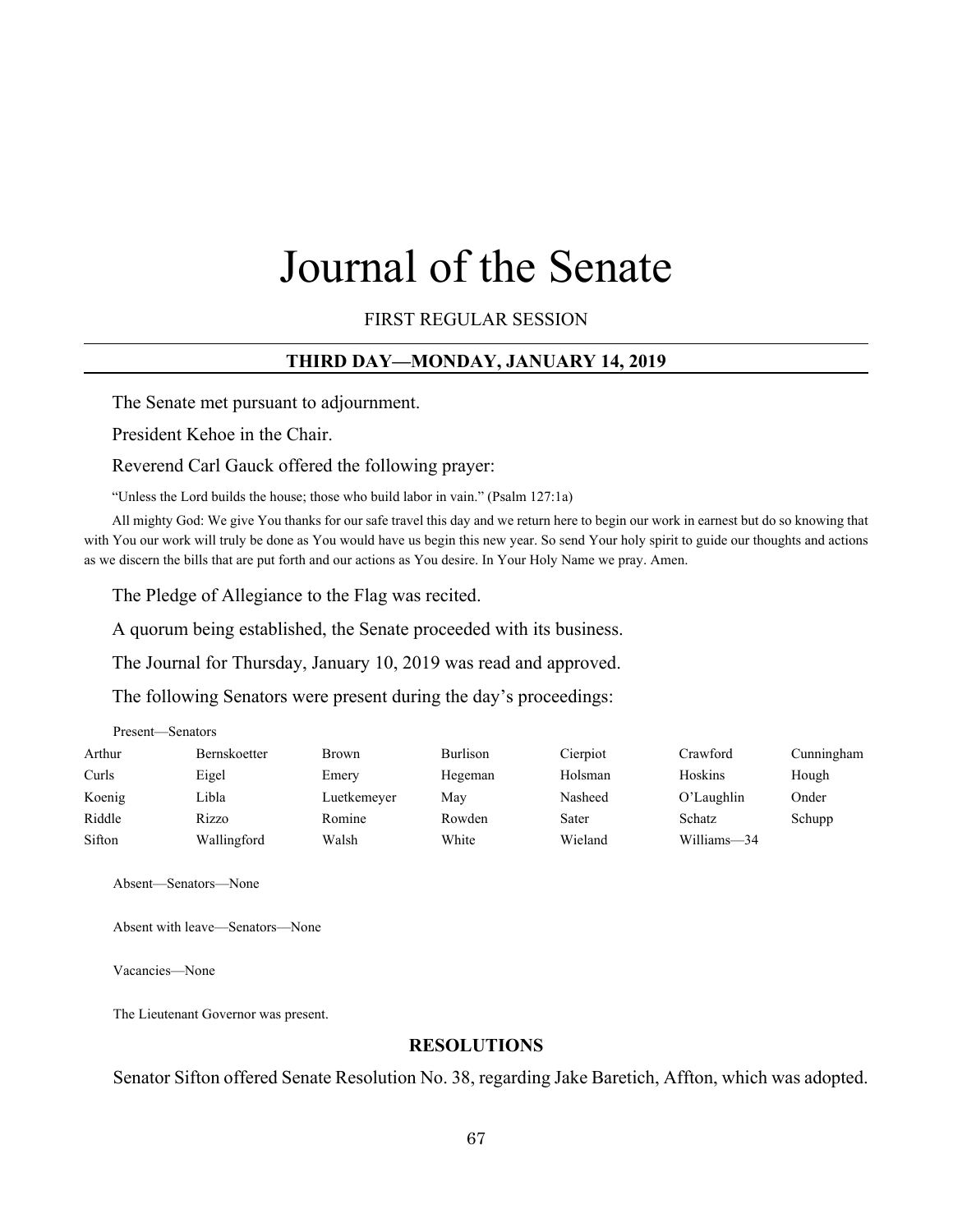# Journal of the Senate

FIRST REGULAR SESSION

## THIRD DAY—MONDAY, JANUARY 14, 2019

The Senate met pursuant to adjournment.

President Kehoe in the Chair.

Reverend Carl Gauck offered the following prayer:

"Unless the Lord builds the house; those who build labor in vain." (Psalm 127:1a)

All mighty God: We give You thanks for our safe travel this day and we return here to begin our work in earnest but do so knowing that with You our work will truly be done as You would have us begin this new year. So send Your holy spirit to guide our thoughts and actions as we discern the bills that are put forth and our actions as You desire. In Your Holy Name we pray. Amen.

The Pledge of Allegiance to the Flag was recited.

A quorum being established, the Senate proceeded with its business.

The Journal for Thursday, January 10, 2019 was read and approved.

The following Senators were present during the day's proceedings:

Present—Senators

| | | | | | | |
|---|---|---|---|---|---|---|
| Arthur | Bernskoetter | Brown | Burlison | Cierpiot | Crawford | Cunningham |
| Curls | Eigel | Emery | Hegeman | Holsman | Hoskins | Hough |
| Koenig | Libla | Luetkemeyer | May | Nasheed | O'Laughlin | Onder |
| Riddle | Rizzo | Romine | Rowden | Sater | Schatz | Schupp |
| Sifton | Wallingford | Walsh | White | Wieland | Williams—34 | |

Absent—Senators—None

Absent with leave—Senators—None

Vacancies—None

The Lieutenant Governor was present.

## RESOLUTIONS

Senator Sifton offered Senate Resolution No. 38, regarding Jake Baretich, Affton, which was adopted.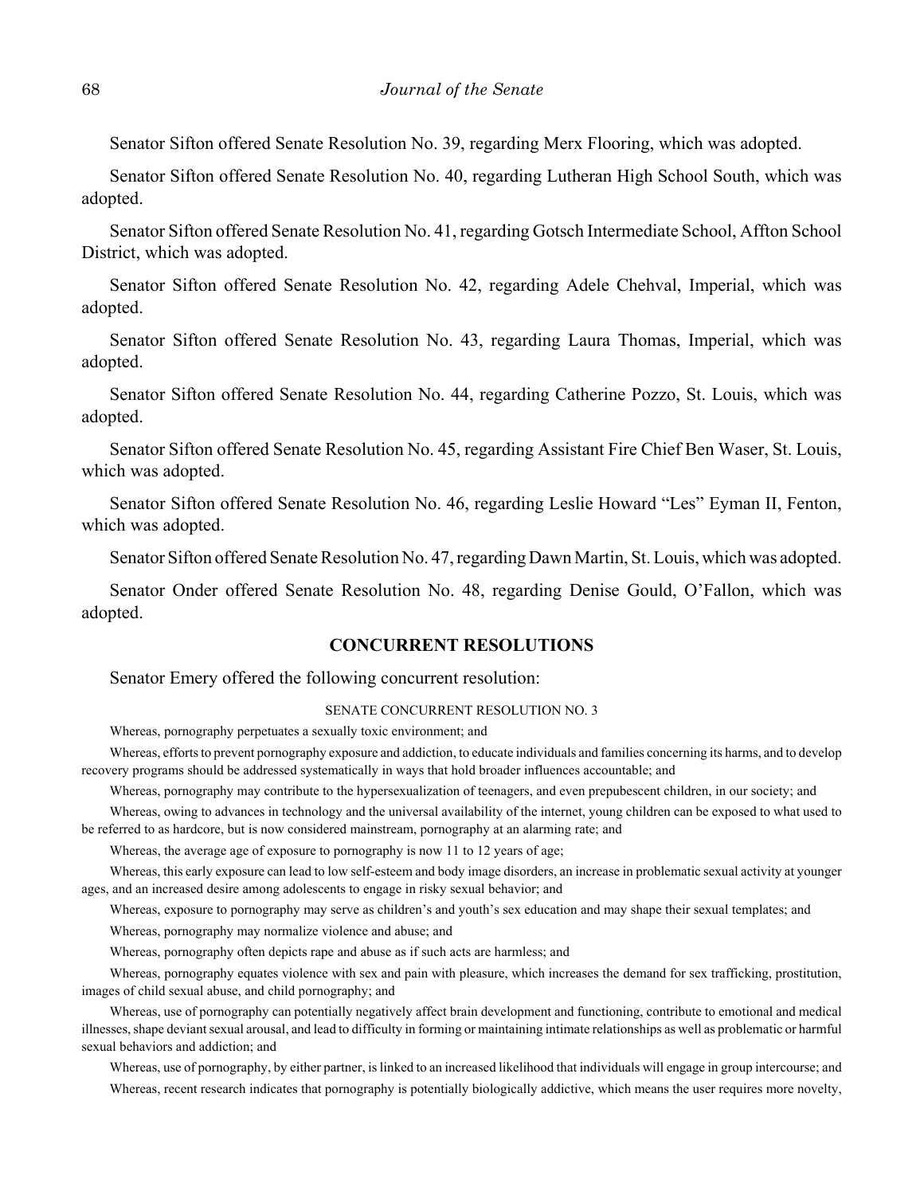Senator Sifton offered Senate Resolution No. 39, regarding Merx Flooring, which was adopted.

Senator Sifton offered Senate Resolution No. 40, regarding Lutheran High School South, which was adopted.

Senator Sifton offered Senate Resolution No. 41, regarding Gotsch Intermediate School, Affton School District, which was adopted.

Senator Sifton offered Senate Resolution No. 42, regarding Adele Chehval, Imperial, which was adopted.

Senator Sifton offered Senate Resolution No. 43, regarding Laura Thomas, Imperial, which was adopted.

Senator Sifton offered Senate Resolution No. 44, regarding Catherine Pozzo, St. Louis, which was adopted.

Senator Sifton offered Senate Resolution No. 45, regarding Assistant Fire Chief Ben Waser, St. Louis, which was adopted.

Senator Sifton offered Senate Resolution No. 46, regarding Leslie Howard "Les" Eyman II, Fenton, which was adopted.

Senator Sifton offered Senate Resolution No. 47, regarding Dawn Martin, St. Louis, which was adopted.

Senator Onder offered Senate Resolution No. 48, regarding Denise Gould, O'Fallon, which was adopted.

## CONCURRENT RESOLUTIONS

Senator Emery offered the following concurrent resolution:

SENATE CONCURRENT RESOLUTION NO. 3

Whereas, pornography perpetuates a sexually toxic environment; and

Whereas, efforts to prevent pornography exposure and addiction, to educate individuals and families concerning its harms, and to develop recovery programs should be addressed systematically in ways that hold broader influences accountable; and

Whereas, pornography may contribute to the hypersexualization of teenagers, and even prepubescent children, in our society; and

Whereas, owing to advances in technology and the universal availability of the internet, young children can be exposed to what used to be referred to as hardcore, but is now considered mainstream, pornography at an alarming rate; and

Whereas, the average age of exposure to pornography is now 11 to 12 years of age;

Whereas, this early exposure can lead to low self-esteem and body image disorders, an increase in problematic sexual activity at younger ages, and an increased desire among adolescents to engage in risky sexual behavior; and

Whereas, exposure to pornography may serve as children's and youth's sex education and may shape their sexual templates; and

Whereas, pornography may normalize violence and abuse; and

Whereas, pornography often depicts rape and abuse as if such acts are harmless; and

Whereas, pornography equates violence with sex and pain with pleasure, which increases the demand for sex trafficking, prostitution, images of child sexual abuse, and child pornography; and

Whereas, use of pornography can potentially negatively affect brain development and functioning, contribute to emotional and medical illnesses, shape deviant sexual arousal, and lead to difficulty in forming or maintaining intimate relationships as well as problematic or harmful sexual behaviors and addiction; and

Whereas, use of pornography, by either partner, is linked to an increased likelihood that individuals will engage in group intercourse; and

Whereas, recent research indicates that pornography is potentially biologically addictive, which means the user requires more novelty,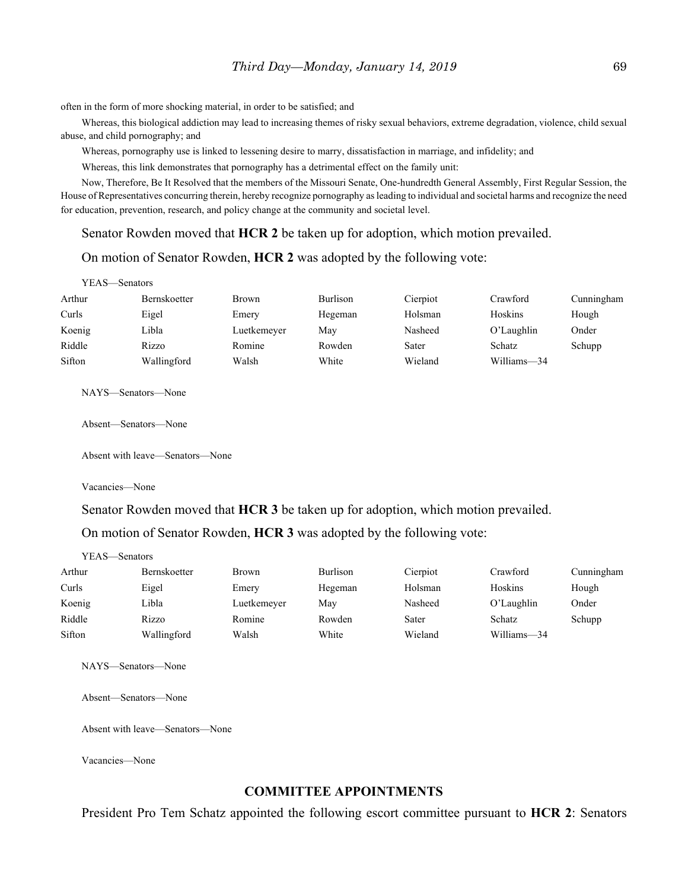often in the form of more shocking material, in order to be satisfied; and

Whereas, this biological addiction may lead to increasing themes of risky sexual behaviors, extreme degradation, violence, child sexual abuse, and child pornography; and

Whereas, pornography use is linked to lessening desire to marry, dissatisfaction in marriage, and infidelity; and

Whereas, this link demonstrates that pornography has a detrimental effect on the family unit:

Now, Therefore, Be It Resolved that the members of the Missouri Senate, One-hundredth General Assembly, First Regular Session, the House of Representatives concurring therein, hereby recognize pornography as leading to individual and societal harms and recognize the need for education, prevention, research, and policy change at the community and societal level.

Senator Rowden moved that **HCR 2** be taken up for adoption, which motion prevailed.

On motion of Senator Rowden, **HCR 2** was adopted by the following vote:

YEAS—Senators

| | | | | | | |
|---|---|---|---|---|---|---|
| Arthur | Bernskoetter | Brown | Burlison | Cierpiot | Crawford | Cunningham |
| Curls | Eigel | Emery | Hegeman | Holsman | Hoskins | Hough |
| Koenig | Libla | Luetkemeyer | May | Nasheed | O'Laughlin | Onder |
| Riddle | Rizzo | Romine | Rowden | Sater | Schatz | Schupp |
| Sifton | Wallingford | Walsh | White | Wieland | Williams—34 | |

NAYS—Senators—None

Absent—Senators—None

Absent with leave—Senators—None

Vacancies—None

Senator Rowden moved that **HCR 3** be taken up for adoption, which motion prevailed.

On motion of Senator Rowden, **HCR 3** was adopted by the following vote:

YEAS—Senators

| | | | | | | |
|---|---|---|---|---|---|---|
| Arthur | Bernskoetter | Brown | Burlison | Cierpiot | Crawford | Cunningham |
| Curls | Eigel | Emery | Hegeman | Holsman | Hoskins | Hough |
| Koenig | Libla | Luetkemeyer | May | Nasheed | O'Laughlin | Onder |
| Riddle | Rizzo | Romine | Rowden | Sater | Schatz | Schupp |
| Sifton | Wallingford | Walsh | White | Wieland | Williams—34 | |

NAYS—Senators—None

Absent—Senators—None

Absent with leave—Senators—None

Vacancies—None

## COMMITTEE APPOINTMENTS

President Pro Tem Schatz appointed the following escort committee pursuant to **HCR 2**: Senators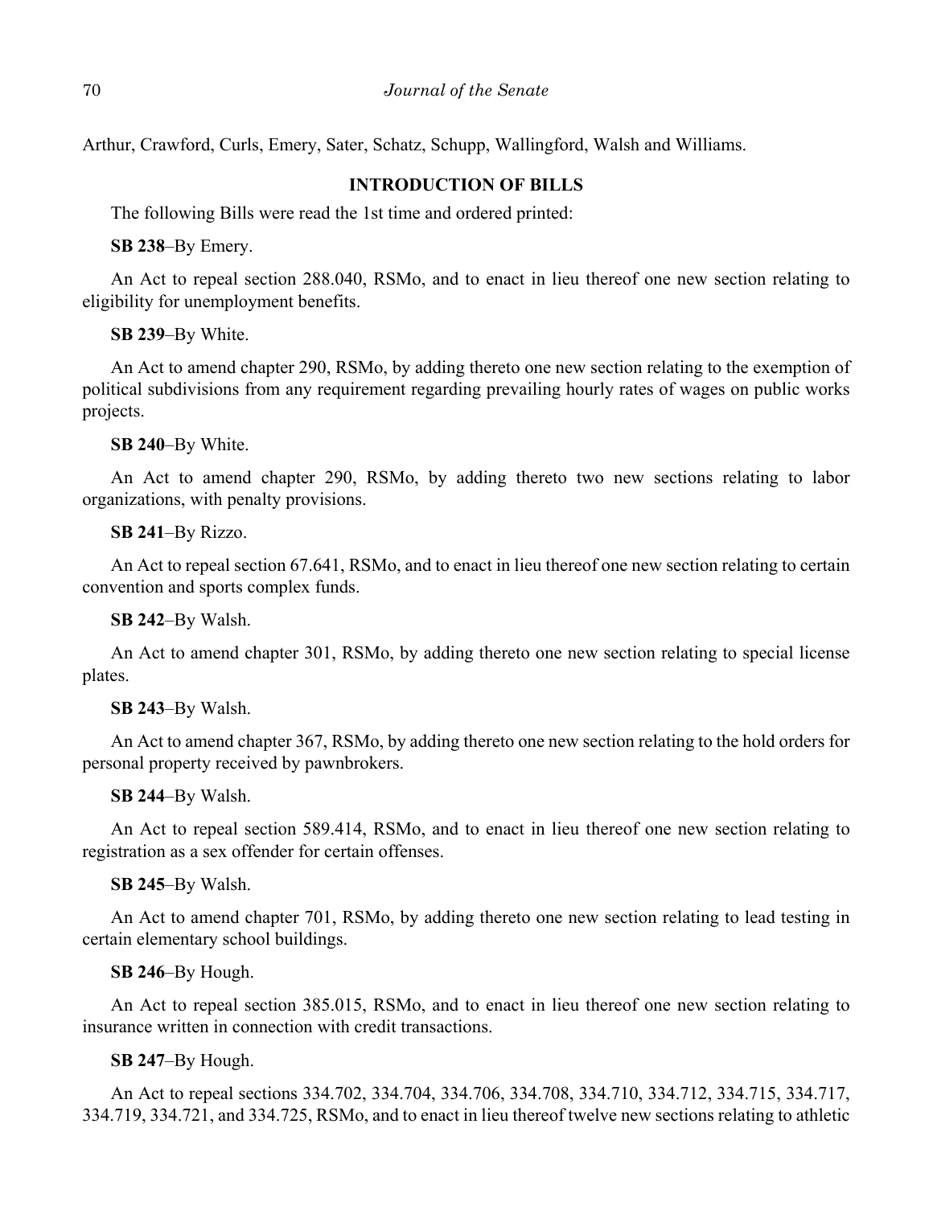Arthur, Crawford, Curls, Emery, Sater, Schatz, Schupp, Wallingford, Walsh and Williams.

**INTRODUCTION OF BILLS**

The following Bills were read the 1st time and ordered printed:

**SB 238**–By Emery.

An Act to repeal section 288.040, RSMo, and to enact in lieu thereof one new section relating to eligibility for unemployment benefits.

**SB 239**–By White.

An Act to amend chapter 290, RSMo, by adding thereto one new section relating to the exemption of political subdivisions from any requirement regarding prevailing hourly rates of wages on public works projects.

**SB 240**–By White.

An Act to amend chapter 290, RSMo, by adding thereto two new sections relating to labor organizations, with penalty provisions.

**SB 241**–By Rizzo.

An Act to repeal section 67.641, RSMo, and to enact in lieu thereof one new section relating to certain convention and sports complex funds.

**SB 242**–By Walsh.

An Act to amend chapter 301, RSMo, by adding thereto one new section relating to special license plates.

**SB 243**–By Walsh.

An Act to amend chapter 367, RSMo, by adding thereto one new section relating to the hold orders for personal property received by pawnbrokers.

**SB 244**–By Walsh.

An Act to repeal section 589.414, RSMo, and to enact in lieu thereof one new section relating to registration as a sex offender for certain offenses.

**SB 245**–By Walsh.

An Act to amend chapter 701, RSMo, by adding thereto one new section relating to lead testing in certain elementary school buildings.

**SB 246**–By Hough.

An Act to repeal section 385.015, RSMo, and to enact in lieu thereof one new section relating to insurance written in connection with credit transactions.

**SB 247**–By Hough.

An Act to repeal sections 334.702, 334.704, 334.706, 334.708, 334.710, 334.712, 334.715, 334.717, 334.719, 334.721, and 334.725, RSMo, and to enact in lieu thereof twelve new sections relating to athletic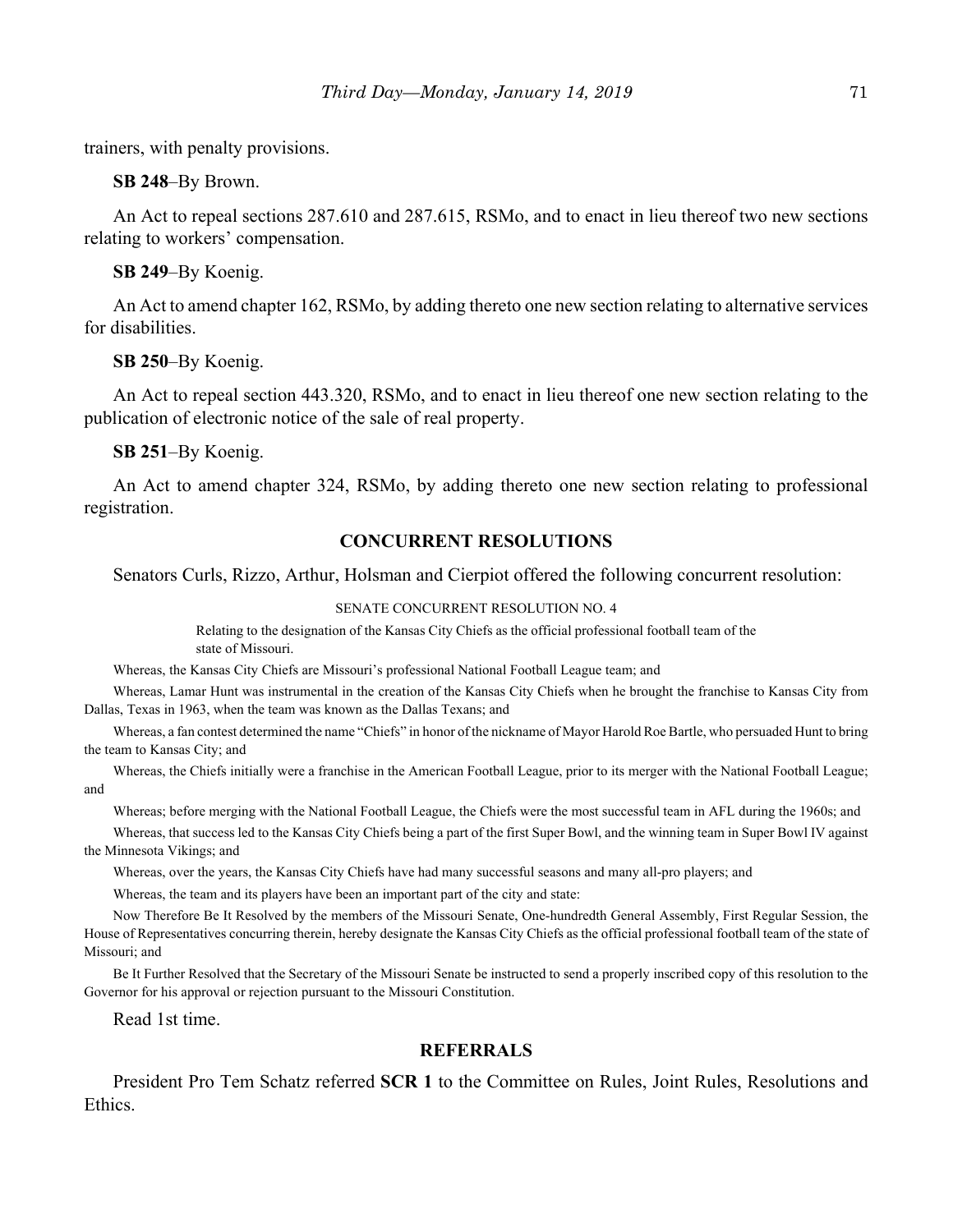trainers, with penalty provisions.

**SB 248**–By Brown.

An Act to repeal sections 287.610 and 287.615, RSMo, and to enact in lieu thereof two new sections relating to workers' compensation.

**SB 249**–By Koenig.

An Act to amend chapter 162, RSMo, by adding thereto one new section relating to alternative services for disabilities.

**SB 250**–By Koenig.

An Act to repeal section 443.320, RSMo, and to enact in lieu thereof one new section relating to the publication of electronic notice of the sale of real property.

**SB 251**–By Koenig.

An Act to amend chapter 324, RSMo, by adding thereto one new section relating to professional registration.

## CONCURRENT RESOLUTIONS

Senators Curls, Rizzo, Arthur, Holsman and Cierpiot offered the following concurrent resolution:

SENATE CONCURRENT RESOLUTION NO. 4

Relating to the designation of the Kansas City Chiefs as the official professional football team of the state of Missouri.

Whereas, the Kansas City Chiefs are Missouri's professional National Football League team; and

Whereas, Lamar Hunt was instrumental in the creation of the Kansas City Chiefs when he brought the franchise to Kansas City from Dallas, Texas in 1963, when the team was known as the Dallas Texans; and

Whereas, a fan contest determined the name "Chiefs" in honor of the nickname of Mayor Harold Roe Bartle, who persuaded Hunt to bring the team to Kansas City; and

Whereas, the Chiefs initially were a franchise in the American Football League, prior to its merger with the National Football League; and

Whereas; before merging with the National Football League, the Chiefs were the most successful team in AFL during the 1960s; and

Whereas, that success led to the Kansas City Chiefs being a part of the first Super Bowl, and the winning team in Super Bowl IV against the Minnesota Vikings; and

Whereas, over the years, the Kansas City Chiefs have had many successful seasons and many all-pro players; and

Whereas, the team and its players have been an important part of the city and state:

Now Therefore Be It Resolved by the members of the Missouri Senate, One-hundredth General Assembly, First Regular Session, the House of Representatives concurring therein, hereby designate the Kansas City Chiefs as the official professional football team of the state of Missouri; and

Be It Further Resolved that the Secretary of the Missouri Senate be instructed to send a properly inscribed copy of this resolution to the Governor for his approval or rejection pursuant to the Missouri Constitution.

Read 1st time.

## REFERRALS

President Pro Tem Schatz referred **SCR 1** to the Committee on Rules, Joint Rules, Resolutions and Ethics.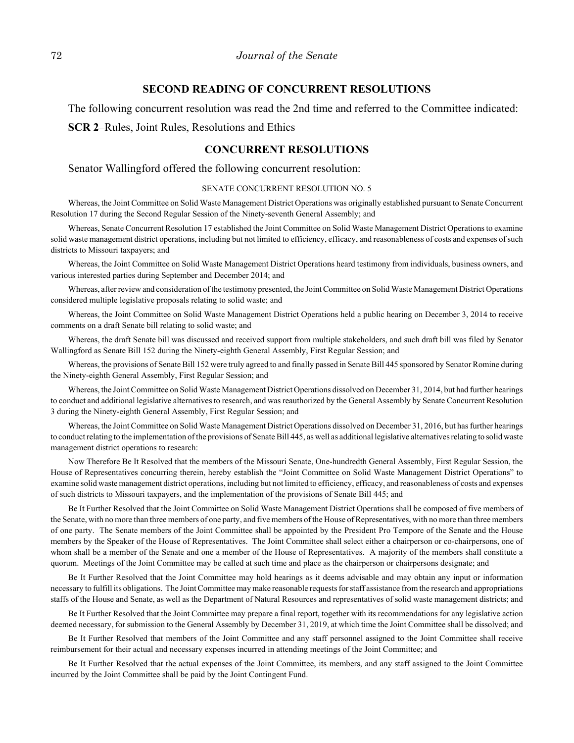## SECOND READING OF CONCURRENT RESOLUTIONS

The following concurrent resolution was read the 2nd time and referred to the Committee indicated:

**SCR 2**–Rules, Joint Rules, Resolutions and Ethics

## CONCURRENT RESOLUTIONS

Senator Wallingford offered the following concurrent resolution:

SENATE CONCURRENT RESOLUTION NO. 5

Whereas, the Joint Committee on Solid Waste Management District Operations was originally established pursuant to Senate Concurrent Resolution 17 during the Second Regular Session of the Ninety-seventh General Assembly; and

Whereas, Senate Concurrent Resolution 17 established the Joint Committee on Solid Waste Management District Operations to examine solid waste management district operations, including but not limited to efficiency, efficacy, and reasonableness of costs and expenses of such districts to Missouri taxpayers; and

Whereas, the Joint Committee on Solid Waste Management District Operations heard testimony from individuals, business owners, and various interested parties during September and December 2014; and

Whereas, after review and consideration of the testimony presented, the Joint Committee on Solid Waste Management District Operations considered multiple legislative proposals relating to solid waste; and

Whereas, the Joint Committee on Solid Waste Management District Operations held a public hearing on December 3, 2014 to receive comments on a draft Senate bill relating to solid waste; and

Whereas, the draft Senate bill was discussed and received support from multiple stakeholders, and such draft bill was filed by Senator Wallingford as Senate Bill 152 during the Ninety-eighth General Assembly, First Regular Session; and

Whereas, the provisions of Senate Bill 152 were truly agreed to and finally passed in Senate Bill 445 sponsored by Senator Romine during the Ninety-eighth General Assembly, First Regular Session; and

Whereas, the Joint Committee on Solid Waste Management District Operations dissolved on December 31, 2014, but had further hearings to conduct and additional legislative alternatives to research, and was reauthorized by the General Assembly by Senate Concurrent Resolution 3 during the Ninety-eighth General Assembly, First Regular Session; and

Whereas, the Joint Committee on Solid Waste Management District Operations dissolved on December 31, 2016, but has further hearings to conduct relating to the implementation of the provisions of Senate Bill 445, as well as additional legislative alternatives relating to solid waste management district operations to research:

Now Therefore Be It Resolved that the members of the Missouri Senate, One-hundredth General Assembly, First Regular Session, the House of Representatives concurring therein, hereby establish the "Joint Committee on Solid Waste Management District Operations" to examine solid waste management district operations, including but not limited to efficiency, efficacy, and reasonableness of costs and expenses of such districts to Missouri taxpayers, and the implementation of the provisions of Senate Bill 445; and

Be It Further Resolved that the Joint Committee on Solid Waste Management District Operations shall be composed of five members of the Senate, with no more than three members of one party, and five members of the House of Representatives, with no more than three members of one party. The Senate members of the Joint Committee shall be appointed by the President Pro Tempore of the Senate and the House members by the Speaker of the House of Representatives. The Joint Committee shall select either a chairperson or co-chairpersons, one of whom shall be a member of the Senate and one a member of the House of Representatives. A majority of the members shall constitute a quorum. Meetings of the Joint Committee may be called at such time and place as the chairperson or chairpersons designate; and

Be It Further Resolved that the Joint Committee may hold hearings as it deems advisable and may obtain any input or information necessary to fulfill its obligations. The Joint Committee may make reasonable requests for staff assistance from the research and appropriations staffs of the House and Senate, as well as the Department of Natural Resources and representatives of solid waste management districts; and

Be It Further Resolved that the Joint Committee may prepare a final report, together with its recommendations for any legislative action deemed necessary, for submission to the General Assembly by December 31, 2019, at which time the Joint Committee shall be dissolved; and

Be It Further Resolved that members of the Joint Committee and any staff personnel assigned to the Joint Committee shall receive reimbursement for their actual and necessary expenses incurred in attending meetings of the Joint Committee; and

Be It Further Resolved that the actual expenses of the Joint Committee, its members, and any staff assigned to the Joint Committee incurred by the Joint Committee shall be paid by the Joint Contingent Fund.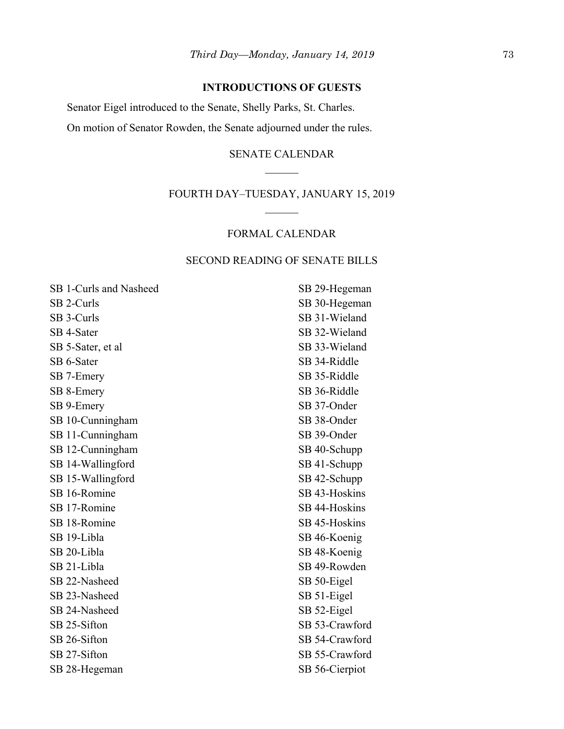## INTRODUCTIONS OF GUESTS

Senator Eigel introduced to the Senate, Shelly Parks, St. Charles.

On motion of Senator Rowden, the Senate adjourned under the rules.

SENATE CALENDAR

\_\_\_\_\_\_

FOURTH DAY–TUESDAY, JANUARY 15, 2019

\_\_\_\_\_\_

FORMAL CALENDAR

SECOND READING OF SENATE BILLS

SB 1-Curls and Nasheed
SB 2-Curls
SB 3-Curls
SB 4-Sater
SB 5-Sater, et al
SB 6-Sater
SB 7-Emery
SB 8-Emery
SB 9-Emery
SB 10-Cunningham
SB 11-Cunningham
SB 12-Cunningham
SB 14-Wallingford
SB 15-Wallingford
SB 16-Romine
SB 17-Romine
SB 18-Romine
SB 19-Libla
SB 20-Libla
SB 21-Libla
SB 22-Nasheed
SB 23-Nasheed
SB 24-Nasheed
SB 25-Sifton
SB 26-Sifton
SB 27-Sifton
SB 28-Hegeman
SB 29-Hegeman
SB 30-Hegeman
SB 31-Wieland
SB 32-Wieland
SB 33-Wieland
SB 34-Riddle
SB 35-Riddle
SB 36-Riddle
SB 37-Onder
SB 38-Onder
SB 39-Onder
SB 40-Schupp
SB 41-Schupp
SB 42-Schupp
SB 43-Hoskins
SB 44-Hoskins
SB 45-Hoskins
SB 46-Koenig
SB 48-Koenig
SB 49-Rowden
SB 50-Eigel
SB 51-Eigel
SB 52-Eigel
SB 53-Crawford
SB 54-Crawford
SB 55-Crawford
SB 56-Cierpiot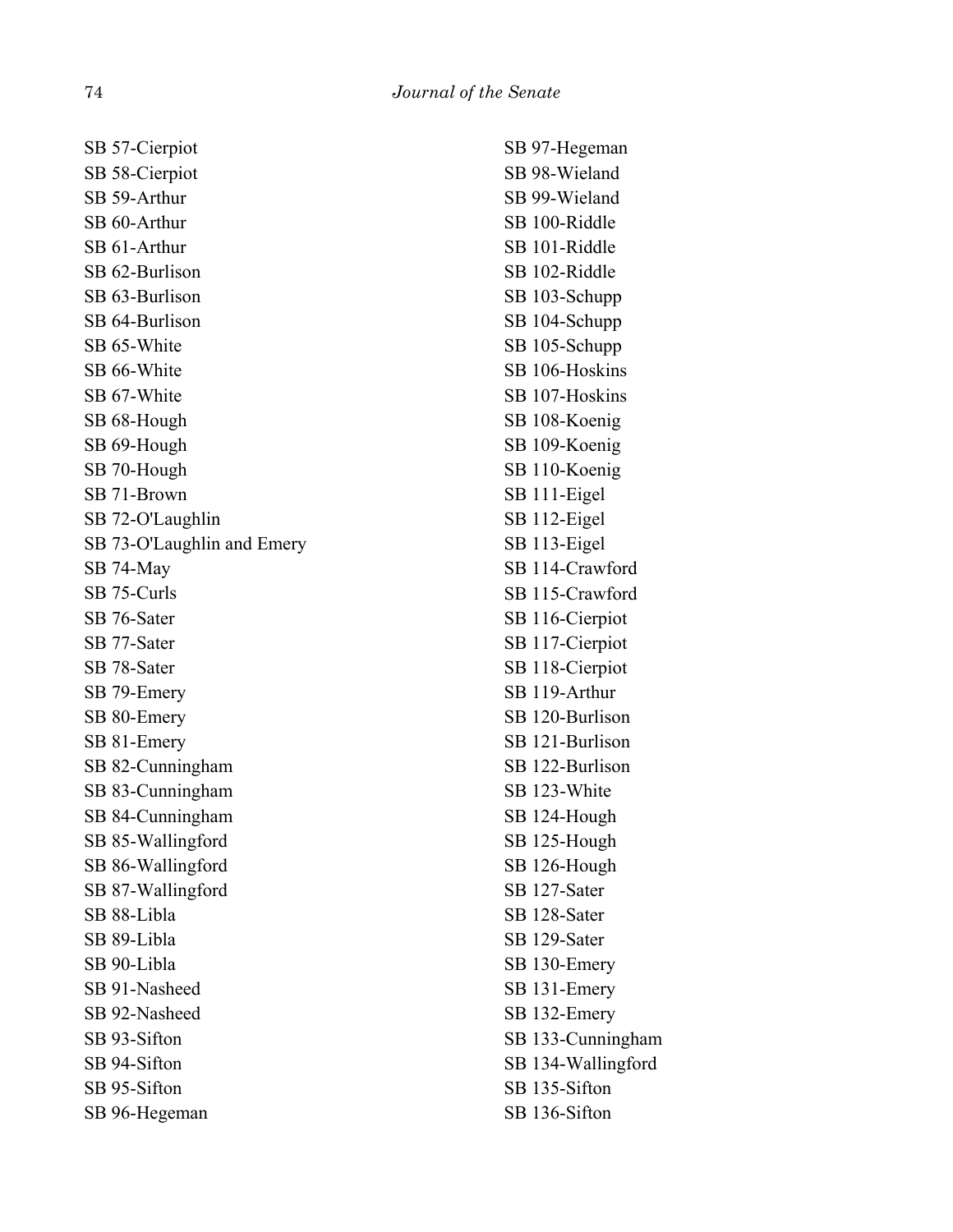SB 57-Cierpiot
SB 58-Cierpiot
SB 59-Arthur
SB 60-Arthur
SB 61-Arthur
SB 62-Burlison
SB 63-Burlison
SB 64-Burlison
SB 65-White
SB 66-White
SB 67-White
SB 68-Hough
SB 69-Hough
SB 70-Hough
SB 71-Brown
SB 72-O'Laughlin
SB 73-O'Laughlin and Emery
SB 74-May
SB 75-Curls
SB 76-Sater
SB 77-Sater
SB 78-Sater
SB 79-Emery
SB 80-Emery
SB 81-Emery
SB 82-Cunningham
SB 83-Cunningham
SB 84-Cunningham
SB 85-Wallingford
SB 86-Wallingford
SB 87-Wallingford
SB 88-Libla
SB 89-Libla
SB 90-Libla
SB 91-Nasheed
SB 92-Nasheed
SB 93-Sifton
SB 94-Sifton
SB 95-Sifton
SB 96-Hegeman
SB 97-Hegeman
SB 98-Wieland
SB 99-Wieland
SB 100-Riddle
SB 101-Riddle
SB 102-Riddle
SB 103-Schupp
SB 104-Schupp
SB 105-Schupp
SB 106-Hoskins
SB 107-Hoskins
SB 108-Koenig
SB 109-Koenig
SB 110-Koenig
SB 111-Eigel
SB 112-Eigel
SB 113-Eigel
SB 114-Crawford
SB 115-Crawford
SB 116-Cierpiot
SB 117-Cierpiot
SB 118-Cierpiot
SB 119-Arthur
SB 120-Burlison
SB 121-Burlison
SB 122-Burlison
SB 123-White
SB 124-Hough
SB 125-Hough
SB 126-Hough
SB 127-Sater
SB 128-Sater
SB 129-Sater
SB 130-Emery
SB 131-Emery
SB 132-Emery
SB 133-Cunningham
SB 134-Wallingford
SB 135-Sifton
SB 136-Sifton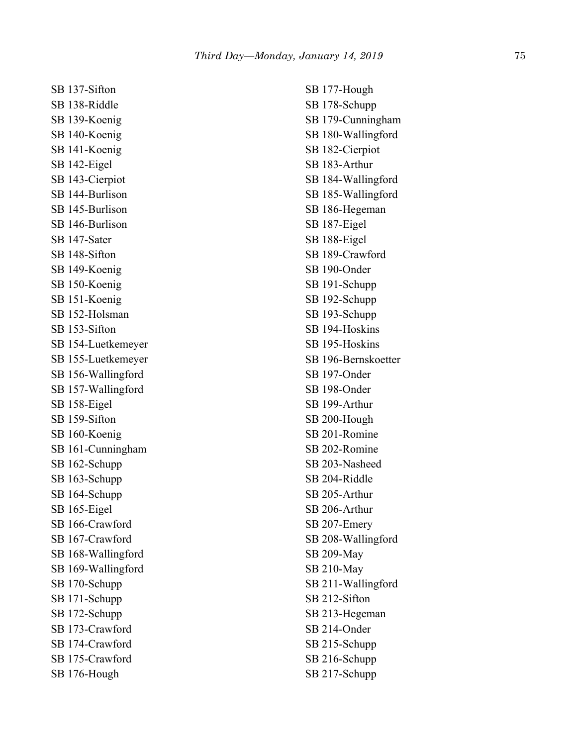SB 137-Sifton
SB 138-Riddle
SB 139-Koenig
SB 140-Koenig
SB 141-Koenig
SB 142-Eigel
SB 143-Cierpiot
SB 144-Burlison
SB 145-Burlison
SB 146-Burlison
SB 147-Sater
SB 148-Sifton
SB 149-Koenig
SB 150-Koenig
SB 151-Koenig
SB 152-Holsman
SB 153-Sifton
SB 154-Luetkemeyer
SB 155-Luetkemeyer
SB 156-Wallingford
SB 157-Wallingford
SB 158-Eigel
SB 159-Sifton
SB 160-Koenig
SB 161-Cunningham
SB 162-Schupp
SB 163-Schupp
SB 164-Schupp
SB 165-Eigel
SB 166-Crawford
SB 167-Crawford
SB 168-Wallingford
SB 169-Wallingford
SB 170-Schupp
SB 171-Schupp
SB 172-Schupp
SB 173-Crawford
SB 174-Crawford
SB 175-Crawford
SB 176-Hough
SB 177-Hough
SB 178-Schupp
SB 179-Cunningham
SB 180-Wallingford
SB 182-Cierpiot
SB 183-Arthur
SB 184-Wallingford
SB 185-Wallingford
SB 186-Hegeman
SB 187-Eigel
SB 188-Eigel
SB 189-Crawford
SB 190-Onder
SB 191-Schupp
SB 192-Schupp
SB 193-Schupp
SB 194-Hoskins
SB 195-Hoskins
SB 196-Bernskoetter
SB 197-Onder
SB 198-Onder
SB 199-Arthur
SB 200-Hough
SB 201-Romine
SB 202-Romine
SB 203-Nasheed
SB 204-Riddle
SB 205-Arthur
SB 206-Arthur
SB 207-Emery
SB 208-Wallingford
SB 209-May
SB 210-May
SB 211-Wallingford
SB 212-Sifton
SB 213-Hegeman
SB 214-Onder
SB 215-Schupp
SB 216-Schupp
SB 217-Schupp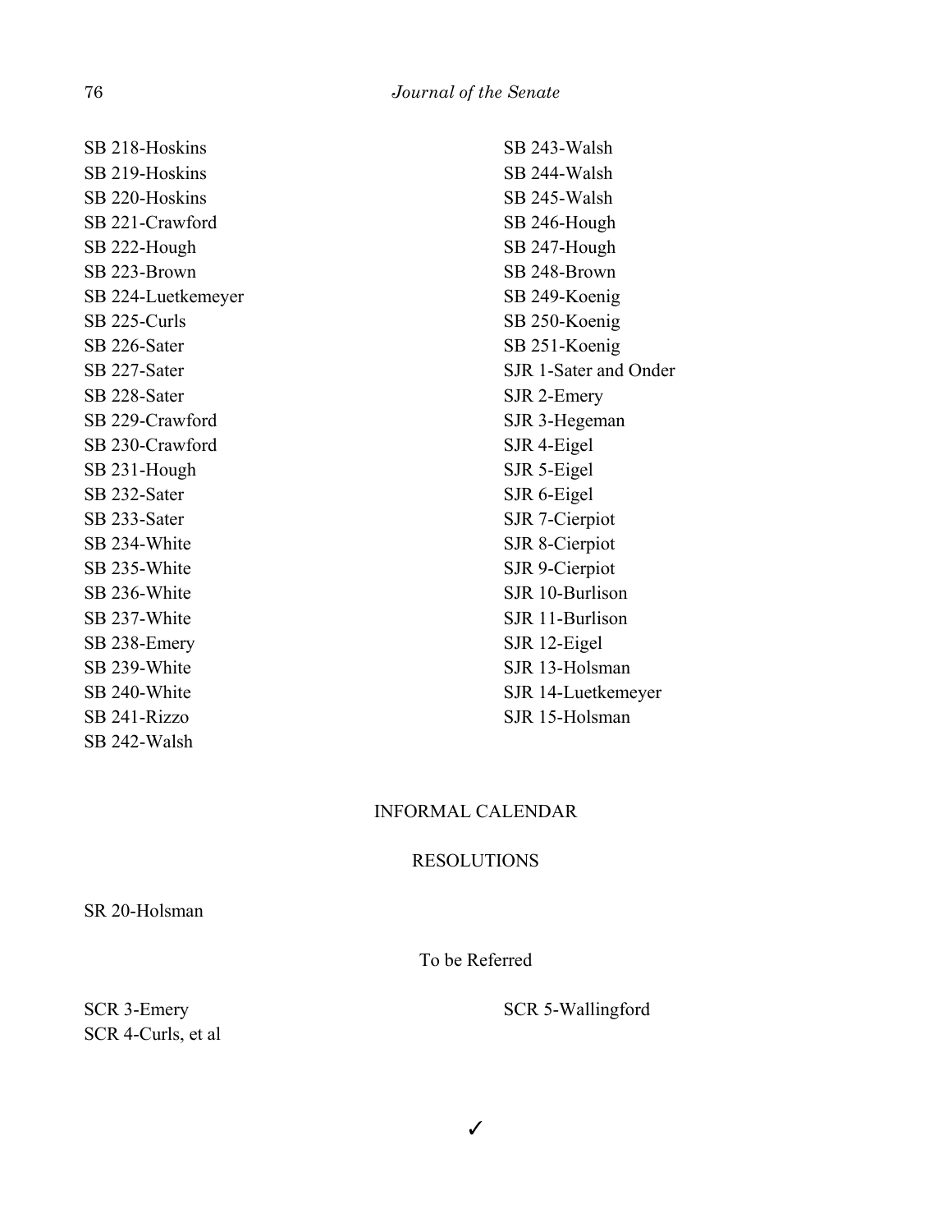SB 218-Hoskins
SB 219-Hoskins
SB 220-Hoskins
SB 221-Crawford
SB 222-Hough
SB 223-Brown
SB 224-Luetkemeyer
SB 225-Curls
SB 226-Sater
SB 227-Sater
SB 228-Sater
SB 229-Crawford
SB 230-Crawford
SB 231-Hough
SB 232-Sater
SB 233-Sater
SB 234-White
SB 235-White
SB 236-White
SB 237-White
SB 238-Emery
SB 239-White
SB 240-White
SB 241-Rizzo
SB 242-Walsh
SB 243-Walsh
SB 244-Walsh
SB 245-Walsh
SB 246-Hough
SB 247-Hough
SB 248-Brown
SB 249-Koenig
SB 250-Koenig
SB 251-Koenig
SJR 1-Sater and Onder
SJR 2-Emery
SJR 3-Hegeman
SJR 4-Eigel
SJR 5-Eigel
SJR 6-Eigel
SJR 7-Cierpiot
SJR 8-Cierpiot
SJR 9-Cierpiot
SJR 10-Burlison
SJR 11-Burlison
SJR 12-Eigel
SJR 13-Holsman
SJR 14-Luetkemeyer
SJR 15-Holsman

## INFORMAL CALENDAR

### RESOLUTIONS

SR 20-Holsman

To be Referred

SCR 3-Emery
SCR 4-Curls, et al
SCR 5-Wallingford

✓